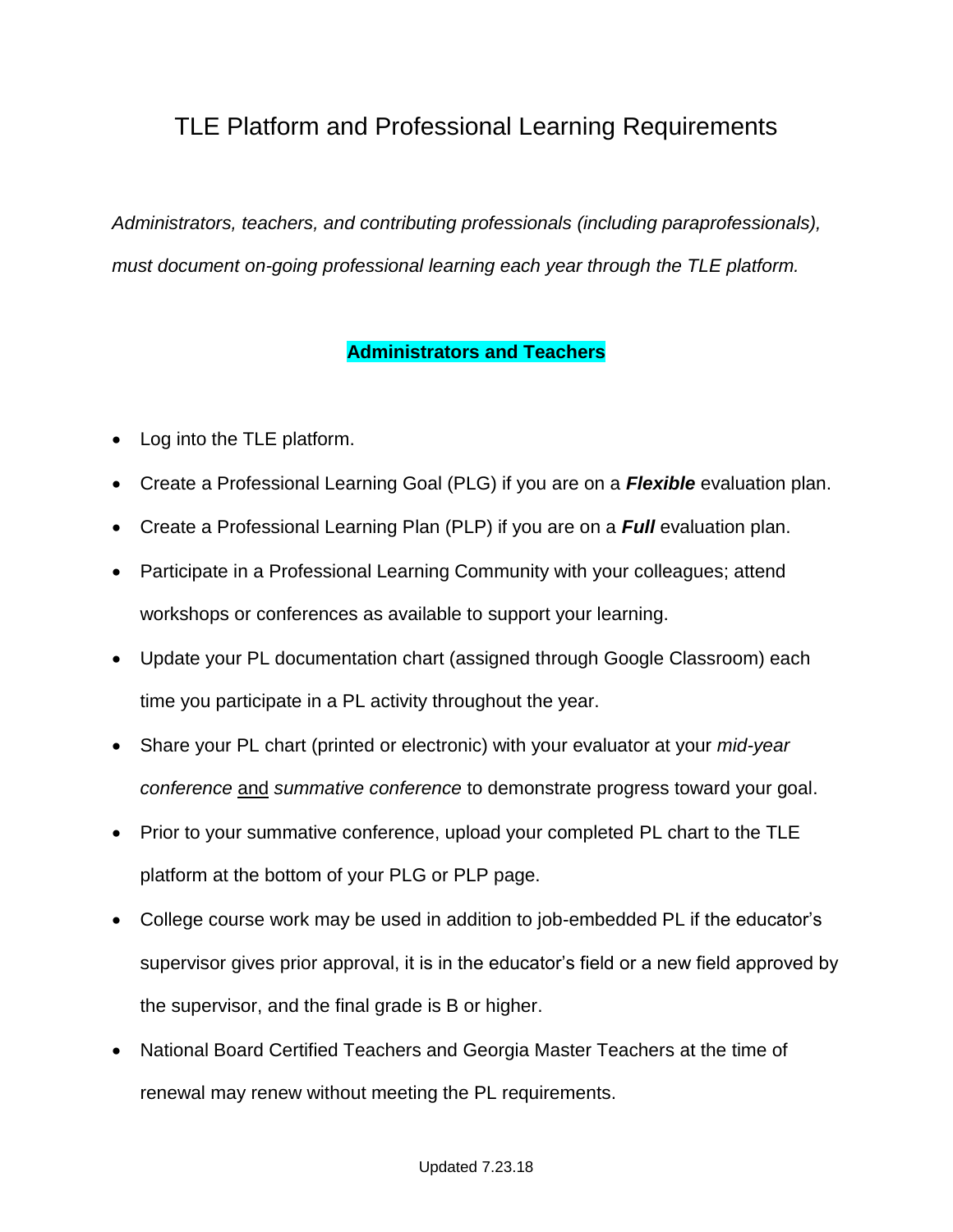# TLE Platform and Professional Learning Requirements

*Administrators, teachers, and contributing professionals (including paraprofessionals), must document on-going professional learning each year through the TLE platform.*

## Administrators and Teachers

- Log into the TLE platform.
- Create a Professional Learning Goal (PLG) if you are on a ***Flexible*** evaluation plan.
- Create a Professional Learning Plan (PLP) if you are on a ***Full*** evaluation plan.
- Participate in a Professional Learning Community with your colleagues; attend workshops or conferences as available to support your learning.
- Update your PL documentation chart (assigned through Google Classroom) each time you participate in a PL activity throughout the year.
- Share your PL chart (printed or electronic) with your evaluator at your *mid-year conference* and *summative conference* to demonstrate progress toward your goal.
- Prior to your summative conference, upload your completed PL chart to the TLE platform at the bottom of your PLG or PLP page.
- College course work may be used in addition to job-embedded PL if the educator's supervisor gives prior approval, it is in the educator's field or a new field approved by the supervisor, and the final grade is B or higher.
- National Board Certified Teachers and Georgia Master Teachers at the time of renewal may renew without meeting the PL requirements.

Updated 7.23.18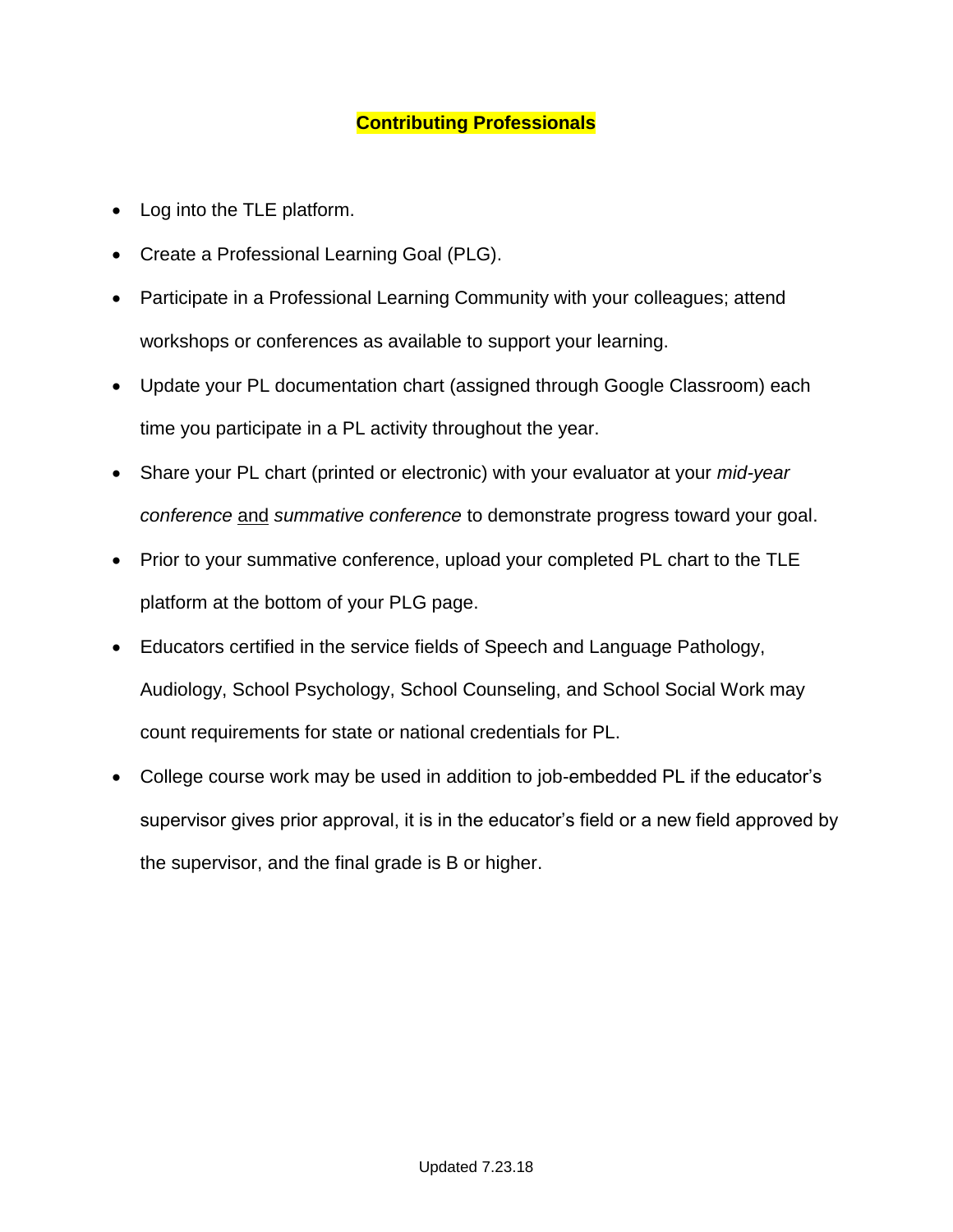## Contributing Professionals

- Log into the TLE platform.
- Create a Professional Learning Goal (PLG).
- Participate in a Professional Learning Community with your colleagues; attend workshops or conferences as available to support your learning.
- Update your PL documentation chart (assigned through Google Classroom) each time you participate in a PL activity throughout the year.
- Share your PL chart (printed or electronic) with your evaluator at your *mid-year conference* <u>and</u> *summative conference* to demonstrate progress toward your goal.
- Prior to your summative conference, upload your completed PL chart to the TLE platform at the bottom of your PLG page.
- Educators certified in the service fields of Speech and Language Pathology, Audiology, School Psychology, School Counseling, and School Social Work may count requirements for state or national credentials for PL.
- College course work may be used in addition to job-embedded PL if the educator's supervisor gives prior approval, it is in the educator's field or a new field approved by the supervisor, and the final grade is B or higher.

Updated 7.23.18